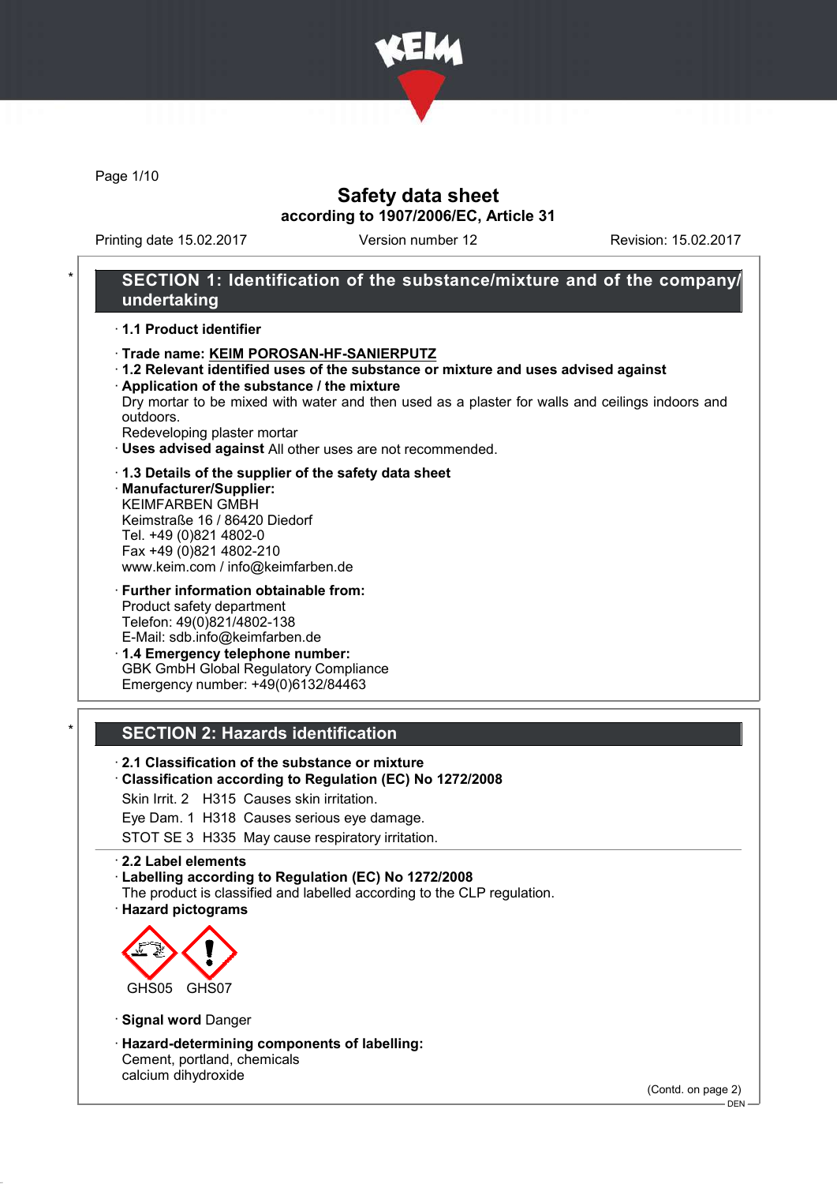# Safety data sheet

**according to 1907/2006/EC, Article 31**

Printing date 15.02.2017 | Version number 12 | Revision: 15.02.2017

## SECTION 1: Identification of the substance/mixture and of the company/undertaking

· **1.1 Product identifier**

· **Trade name: KEIM POROSAN-HF-SANIERPUTZ**

· **1.2 Relevant identified uses of the substance or mixture and uses advised against**

· **Application of the substance / the mixture**
Dry mortar to be mixed with water and then used as a plaster for walls and ceilings indoors and outdoors.
Redeveloping plaster mortar

· **Uses advised against** All other uses are not recommended.

· **1.3 Details of the supplier of the safety data sheet**

· **Manufacturer/Supplier:**
KEIMFARBEN GMBH
Keimstraße 16 / 86420 Diedorf
Tel. +49 (0)821 4802-0
Fax +49 (0)821 4802-210
www.keim.com / info@keimfarben.de

· **Further information obtainable from:**
Product safety department
Telefon: 49(0)821/4802-138
E-Mail: sdb.info@keimfarben.de

· **1.4 Emergency telephone number:**
GBK GmbH Global Regulatory Compliance
Emergency number: +49(0)6132/84463

## SECTION 2: Hazards identification

· **2.1 Classification of the substance or mixture**

· **Classification according to Regulation (EC) No 1272/2008**

Skin Irrit. 2 H315 Causes skin irritation.

Eye Dam. 1 H318 Causes serious eye damage.

STOT SE 3 H335 May cause respiratory irritation.

· **2.2 Label elements**

· **Labelling according to Regulation (EC) No 1272/2008**
The product is classified and labelled according to the CLP regulation.

· **Hazard pictograms**

GHS05 GHS07

· **Signal word** Danger

· **Hazard-determining components of labelling:**
Cement, portland, chemicals
calcium dihydroxide

(Contd. on page 2)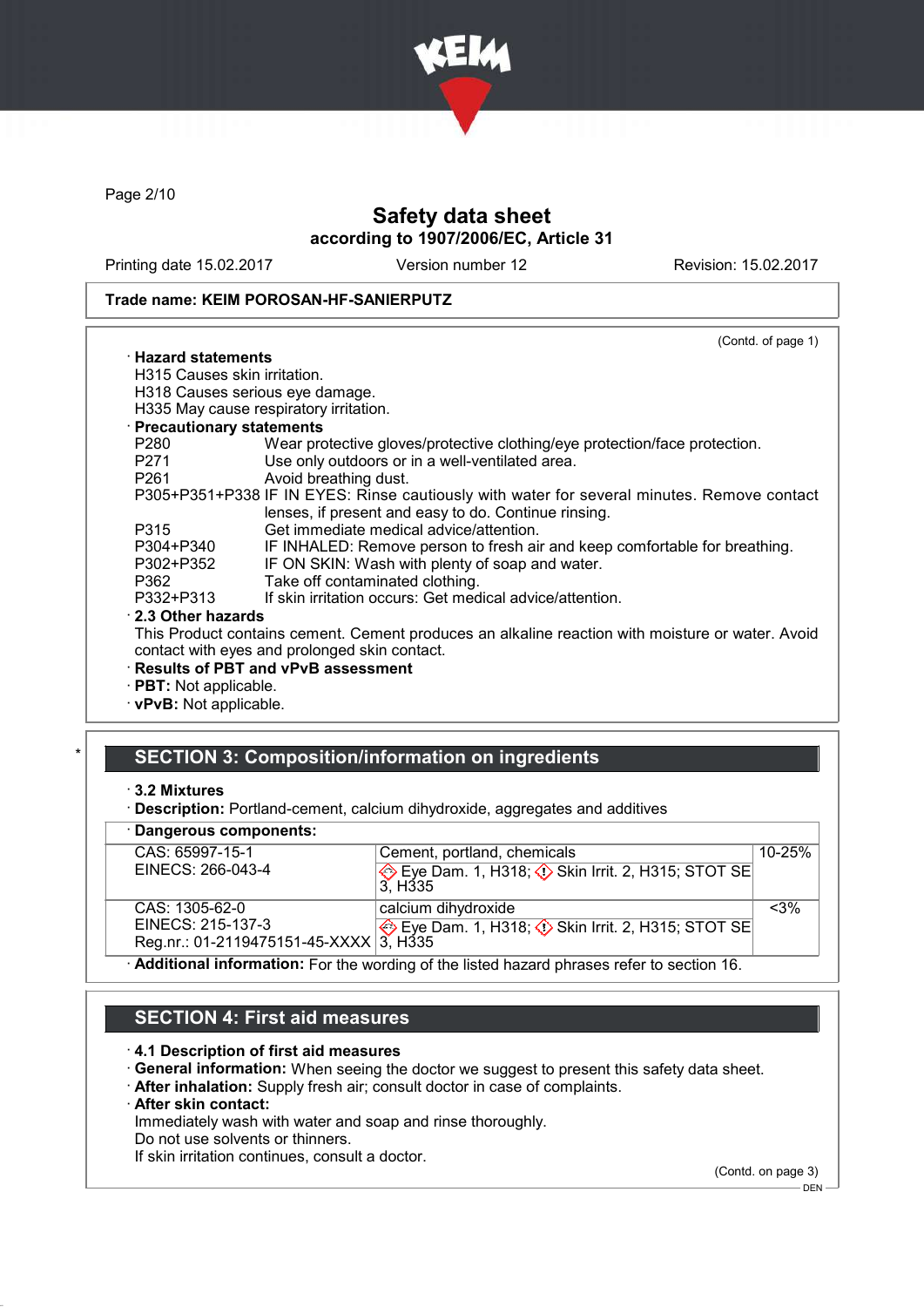**Trade name: KEIM POROSAN-HF-SANIERPUTZ**

(Contd. of page 1)

· **Hazard statements**
H315 Causes skin irritation.
H318 Causes serious eye damage.
H335 May cause respiratory irritation.

· **Precautionary statements**

| | |
|---|---|
| P280 | Wear protective gloves/protective clothing/eye protection/face protection. |
| P271 | Use only outdoors or in a well-ventilated area. |
| P261 | Avoid breathing dust. |
| P305+P351+P338 | IF IN EYES: Rinse cautiously with water for several minutes. Remove contact lenses, if present and easy to do. Continue rinsing. |
| P315 | Get immediate medical advice/attention. |
| P304+P340 | IF INHALED: Remove person to fresh air and keep comfortable for breathing. |
| P302+P352 | IF ON SKIN: Wash with plenty of soap and water. |
| P362 | Take off contaminated clothing. |
| P332+P313 | If skin irritation occurs: Get medical advice/attention. |

· **2.3 Other hazards**
This Product contains cement. Cement produces an alkaline reaction with moisture or water. Avoid contact with eyes and prolonged skin contact.

· **Results of PBT and vPvB assessment**
· **PBT:** Not applicable.
· **vPvB:** Not applicable.

## SECTION 3: Composition/information on ingredients

· **3.2 Mixtures**
· **Description:** Portland-cement, calcium dihydroxide, aggregates and additives

· **Dangerous components:**

| | | |
|---|---|---|
| CAS: 65997-15-1<br>EINECS: 266-043-4 | Cement, portland, chemicals<br>Eye Dam. 1, H318; Skin Irrit. 2, H315; STOT SE 3, H335 | 10-25% |
| CAS: 1305-62-0<br>EINECS: 215-137-3<br>Reg.nr.: 01-2119475151-45-XXXX | calcium dihydroxide<br>Eye Dam. 1, H318; Skin Irrit. 2, H315; STOT SE 3, H335 | <3% |

· **Additional information:** For the wording of the listed hazard phrases refer to section 16.

## SECTION 4: First aid measures

· **4.1 Description of first aid measures**
· **General information:** When seeing the doctor we suggest to present this safety data sheet.
· **After inhalation:** Supply fresh air; consult doctor in case of complaints.
· **After skin contact:**
Immediately wash with water and soap and rinse thoroughly.
Do not use solvents or thinners.
If skin irritation continues, consult a doctor.

(Contd. on page 3)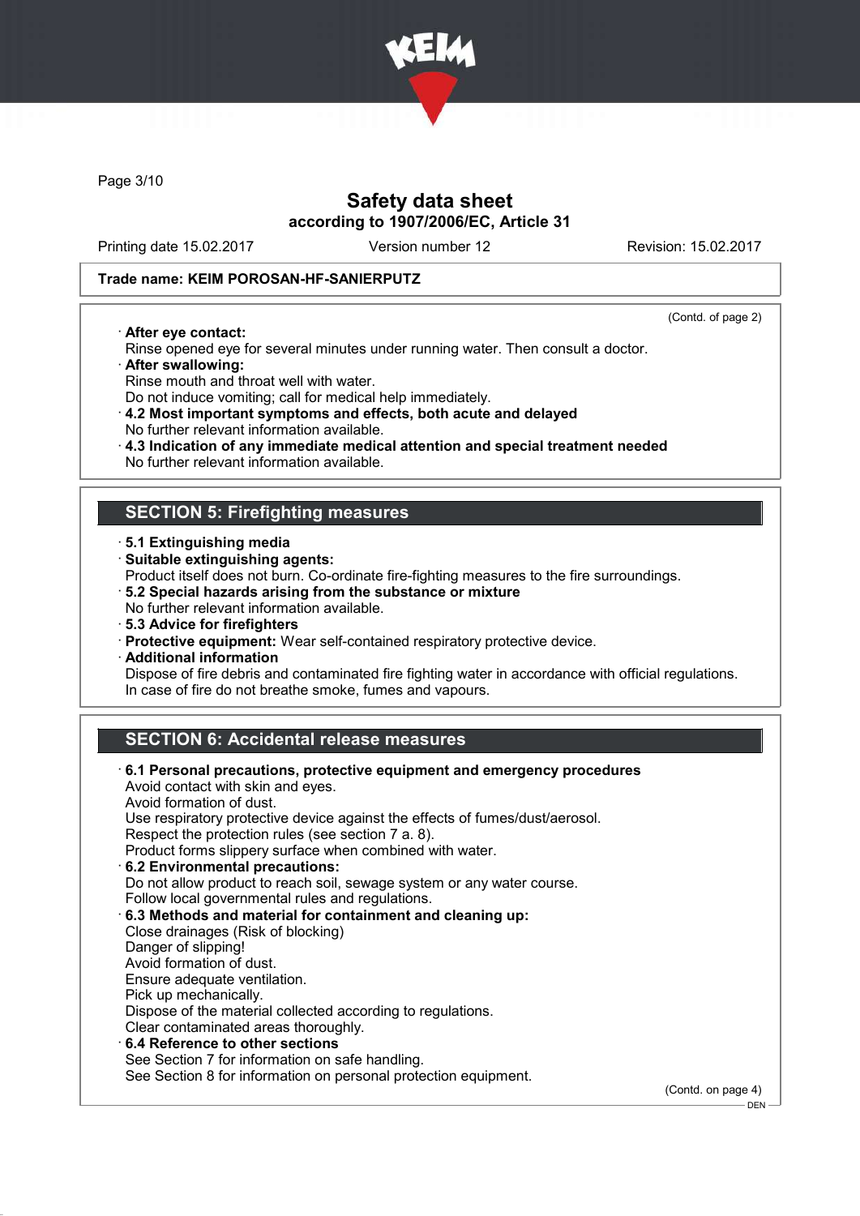Trade name: KEIM POROSAN-HF-SANIERPUTZ

(Contd. of page 2)

· **After eye contact:**
Rinse opened eye for several minutes under running water. Then consult a doctor.

· **After swallowing:**
Rinse mouth and throat well with water.
Do not induce vomiting; call for medical help immediately.

· **4.2 Most important symptoms and effects, both acute and delayed**
No further relevant information available.

· **4.3 Indication of any immediate medical attention and special treatment needed**
No further relevant information available.

## SECTION 5: Firefighting measures

· **5.1 Extinguishing media**

· **Suitable extinguishing agents:**
Product itself does not burn. Co-ordinate fire-fighting measures to the fire surroundings.

· **5.2 Special hazards arising from the substance or mixture**
No further relevant information available.

· **5.3 Advice for firefighters**

· **Protective equipment:** Wear self-contained respiratory protective device.

· **Additional information**
Dispose of fire debris and contaminated fire fighting water in accordance with official regulations.
In case of fire do not breathe smoke, fumes and vapours.

## SECTION 6: Accidental release measures

· **6.1 Personal precautions, protective equipment and emergency procedures**
Avoid contact with skin and eyes.
Avoid formation of dust.
Use respiratory protective device against the effects of fumes/dust/aerosol.
Respect the protection rules (see section 7 a. 8).
Product forms slippery surface when combined with water.

· **6.2 Environmental precautions:**
Do not allow product to reach soil, sewage system or any water course.
Follow local governmental rules and regulations.

· **6.3 Methods and material for containment and cleaning up:**
Close drainages (Risk of blocking)
Danger of slipping!
Avoid formation of dust.
Ensure adequate ventilation.
Pick up mechanically.
Dispose of the material collected according to regulations.
Clear contaminated areas thoroughly.

· **6.4 Reference to other sections**
See Section 7 for information on safe handling.
See Section 8 for information on personal protection equipment.

(Contd. on page 4)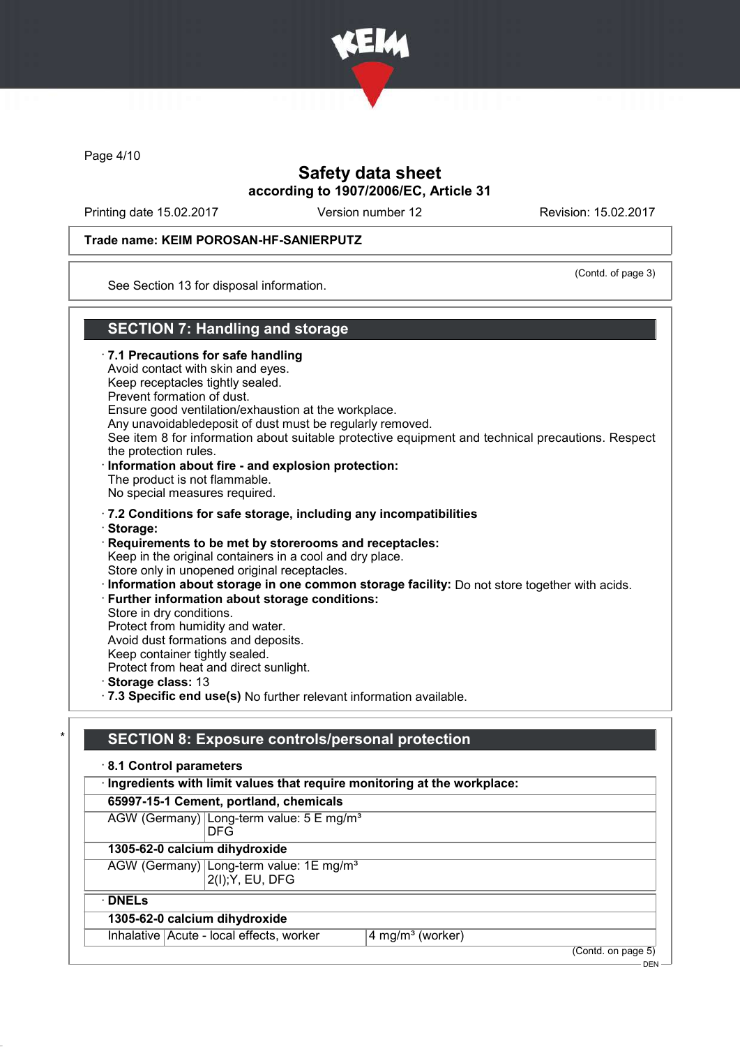Trade name: KEIM POROSAN-HF-SANIERPUTZ

(Contd. of page 3)

See Section 13 for disposal information.

## SECTION 7: Handling and storage

· **7.1 Precautions for safe handling**
Avoid contact with skin and eyes.
Keep receptacles tightly sealed.
Prevent formation of dust.
Ensure good ventilation/exhaustion at the workplace.
Any unavoidabledeposit of dust must be regularly removed.
See item 8 for information about suitable protective equipment and technical precautions. Respect the protection rules.
· **Information about fire - and explosion protection:**
The product is not flammable.
No special measures required.

· **7.2 Conditions for safe storage, including any incompatibilities**
· **Storage:**
· **Requirements to be met by storerooms and receptacles:**
Keep in the original containers in a cool and dry place.
Store only in unopened original receptacles.
· **Information about storage in one common storage facility:** Do not store together with acids.
· **Further information about storage conditions:**
Store in dry conditions.
Protect from humidity and water.
Avoid dust formations and deposits.
Keep container tightly sealed.
Protect from heat and direct sunlight.
· **Storage class:** 13
· **7.3 Specific end use(s)** No further relevant information available.

\* 
## SECTION 8: Exposure controls/personal protection

· **8.1 Control parameters**

| · **Ingredients with limit values that require monitoring at the workplace:** | |
|---|---|
| **65997-15-1 Cement, portland, chemicals** | |
| AGW (Germany) | Long-term value: 5 E mg/m³<br>DFG |
| **1305-62-0 calcium dihydroxide** | |
| AGW (Germany) | Long-term value: 1E mg/m³<br>2(I);Y, EU, DFG |

| · **DNELs** | | |
|---|---|---|
| **1305-62-0 calcium dihydroxide** | | |
| Inhalative | Acute - local effects, worker | 4 mg/m³ (worker) |

(Contd. on page 5)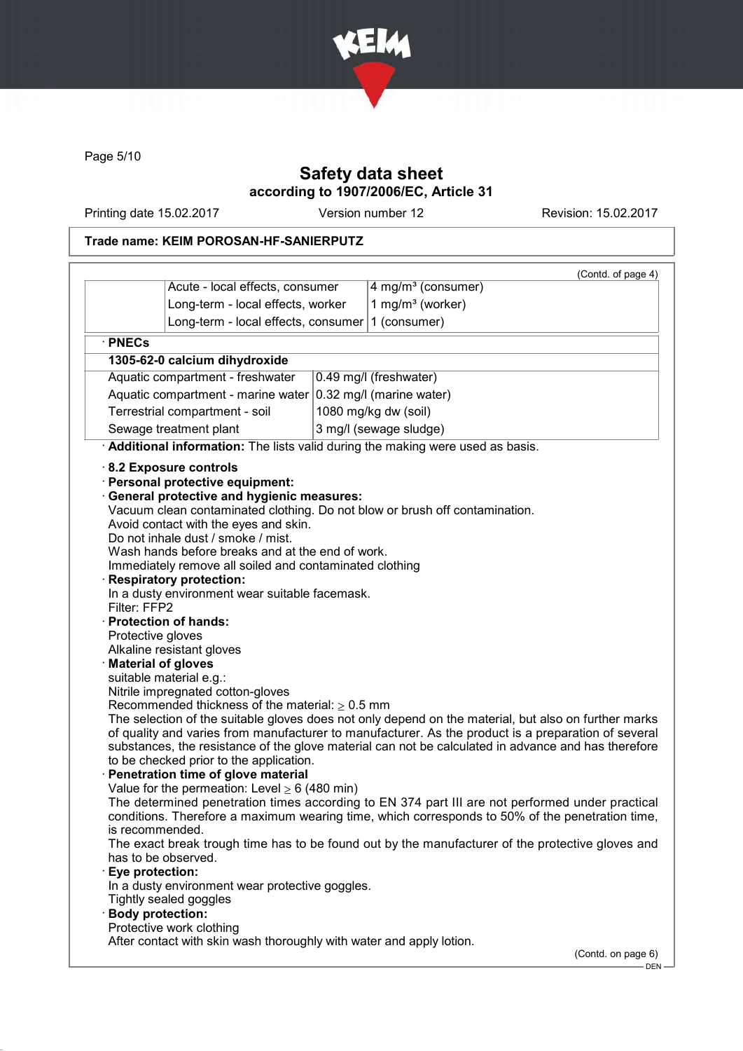Safety data sheet
according to 1907/2006/EC, Article 31

Printing date 15.02.2017 Version number 12 Revision: 15.02.2017

**Trade name: KEIM POROSAN-HF-SANIERPUTZ**

(Contd. of page 4)

| | | |
|---|---|---|
| | Acute - local effects, consumer | 4 mg/m³ (consumer) |
| | Long-term - local effects, worker | 1 mg/m³ (worker) |
| | Long-term - local effects, consumer | 1 (consumer) |

· **PNECs**

| **1305-62-0 calcium dihydroxide** | |
|---|---|
| Aquatic compartment - freshwater | 0.49 mg/l (freshwater) |
| Aquatic compartment - marine water | 0.32 mg/l (marine water) |
| Terrestrial compartment - soil | 1080 mg/kg dw (soil) |
| Sewage treatment plant | 3 mg/l (sewage sludge) |

· **Additional information:** The lists valid during the making were used as basis.

· **8.2 Exposure controls**

· **Personal protective equipment:**

· **General protective and hygienic measures:**
Vacuum clean contaminated clothing. Do not blow or brush off contamination.
Avoid contact with the eyes and skin.
Do not inhale dust / smoke / mist.
Wash hands before breaks and at the end of work.
Immediately remove all soiled and contaminated clothing

· **Respiratory protection:**
In a dusty environment wear suitable facemask.
Filter: FFP2

· **Protection of hands:**
Protective gloves
Alkaline resistant gloves

· **Material of gloves**
suitable material e.g.:
Nitrile impregnated cotton-gloves
Recommended thickness of the material: ≥ 0.5 mm
The selection of the suitable gloves does not only depend on the material, but also on further marks of quality and varies from manufacturer to manufacturer. As the product is a preparation of several substances, the resistance of the glove material can not be calculated in advance and has therefore to be checked prior to the application.

· **Penetration time of glove material**
Value for the permeation: Level ≥ 6 (480 min)
The determined penetration times according to EN 374 part III are not performed under practical conditions. Therefore a maximum wearing time, which corresponds to 50% of the penetration time, is recommended.
The exact break trough time has to be found out by the manufacturer of the protective gloves and has to be observed.

· **Eye protection:**
In a dusty environment wear protective goggles.
Tightly sealed goggles

· **Body protection:**
Protective work clothing
After contact with skin wash thoroughly with water and apply lotion.

(Contd. on page 6)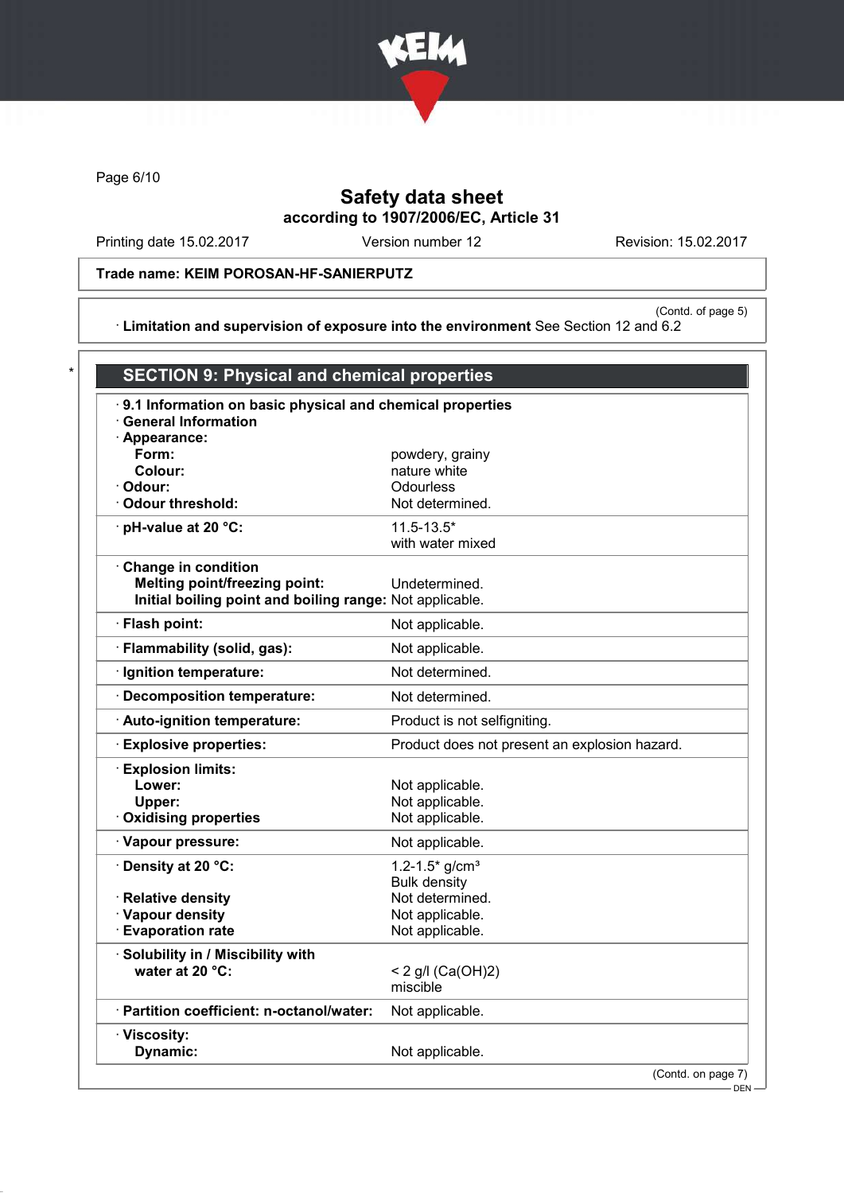Safety data sheet
according to 1907/2006/EC, Article 31

Printing date 15.02.2017 | Version number 12 | Revision: 15.02.2017

**Trade name: KEIM POROSAN-HF-SANIERPUTZ**

(Contd. of page 5)

· **Limitation and supervision of exposure into the environment** See Section 12 and 6.2

\* 

## SECTION 9: Physical and chemical properties

· **9.1 Information on basic physical and chemical properties**
· **General Information**

| | |
|---|---|
| · **Appearance:** | |
| **Form:** | powdery, grainy |
| **Colour:** | nature white |
| · **Odour:** | Odourless |
| · **Odour threshold:** | Not determined. |
| · **pH-value at 20 °C:** | 11.5-13.5* with water mixed |
| · **Change in condition** | |
| **Melting point/freezing point:** | Undetermined. |
| **Initial boiling point and boiling range:** | Not applicable. |
| · **Flash point:** | Not applicable. |
| · **Flammability (solid, gas):** | Not applicable. |
| · **Ignition temperature:** | Not determined. |
| · **Decomposition temperature:** | Not determined. |
| · **Auto-ignition temperature:** | Product is not selfigniting. |
| · **Explosive properties:** | Product does not present an explosion hazard. |
| · **Explosion limits:** | |
| **Lower:** | Not applicable. |
| **Upper:** | Not applicable. |
| · **Oxidising properties** | Not applicable. |
| · **Vapour pressure:** | Not applicable. |
| · **Density at 20 °C:** | 1.2-1.5* g/cm³ Bulk density |
| · **Relative density** | Not determined. |
| · **Vapour density** | Not applicable. |
| · **Evaporation rate** | Not applicable. |
| · **Solubility in / Miscibility with water at 20 °C:** | < 2 g/l ($Ca(OH)_2$) miscible |
| · **Partition coefficient: n-octanol/water:** | Not applicable. |
| · **Viscosity:** | |
| **Dynamic:** | Not applicable. |

(Contd. on page 7)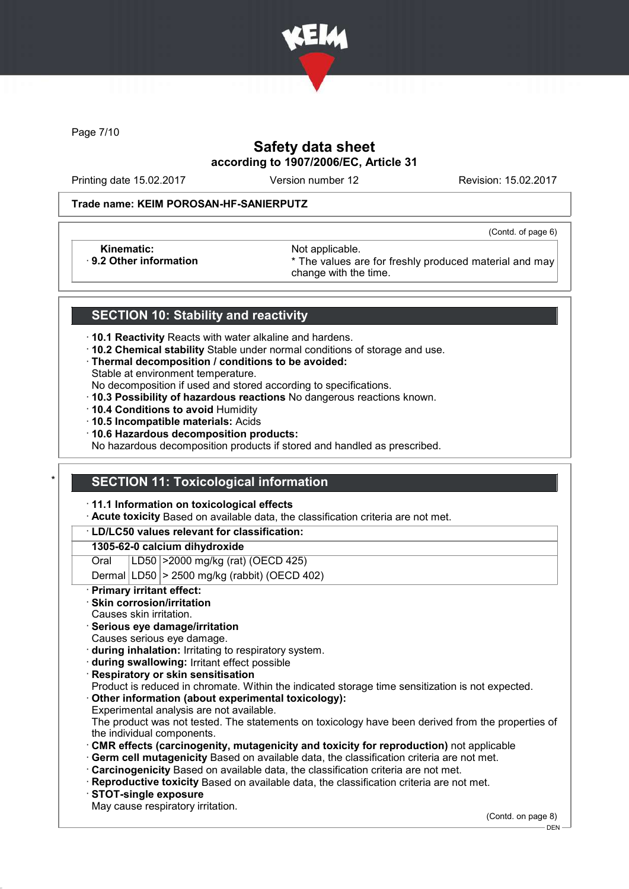# Safety data sheet
## according to 1907/2006/EC, Article 31

Printing date 15.02.2017 | Version number 12 | Revision: 15.02.2017

**Trade name: KEIM POROSAN-HF-SANIERPUTZ**

(Contd. of page 6)

| | |
|---|---|
| **Kinematic:** | Not applicable. |
| · **9.2 Other information** | * The values are for freshly produced material and may change with the time. |

## SECTION 10: Stability and reactivity

· **10.1 Reactivity** Reacts with water alkaline and hardens.
· **10.2 Chemical stability** Stable under normal conditions of storage and use.
· **Thermal decomposition / conditions to be avoided:**
Stable at environment temperature.
No decomposition if used and stored according to specifications.
· **10.3 Possibility of hazardous reactions** No dangerous reactions known.
· **10.4 Conditions to avoid** Humidity
· **10.5 Incompatible materials:** Acids
· **10.6 Hazardous decomposition products:**
No hazardous decomposition products if stored and handled as prescribed.

## * SECTION 11: Toxicological information

· **11.1 Information on toxicological effects**
· **Acute toxicity** Based on available data, the classification criteria are not met.

· **LD/LC50 values relevant for classification:**

| **1305-62-0 calcium dihydroxide** | | |
|---|---|---|
| Oral | LD50 | >2000 mg/kg (rat) (OECD 425) |
| Dermal | LD50 | > 2500 mg/kg (rabbit) (OECD 402) |

· **Primary irritant effect:**
· **Skin corrosion/irritation**
Causes skin irritation.
· **Serious eye damage/irritation**
Causes serious eye damage.
· **during inhalation:** Irritating to respiratory system.
· **during swallowing:** Irritant effect possible
· **Respiratory or skin sensitisation**
Product is reduced in chromate. Within the indicated storage time sensitization is not expected.
· **Other information (about experimental toxicology):**
Experimental analysis are not available.
The product was not tested. The statements on toxicology have been derived from the properties of the individual components.
· **CMR effects (carcinogenity, mutagenicity and toxicity for reproduction)** not applicable
· **Germ cell mutagenicity** Based on available data, the classification criteria are not met.
· **Carcinogenicity** Based on available data, the classification criteria are not met.
· **Reproductive toxicity** Based on available data, the classification criteria are not met.
· **STOT-single exposure**
May cause respiratory irritation.

(Contd. on page 8)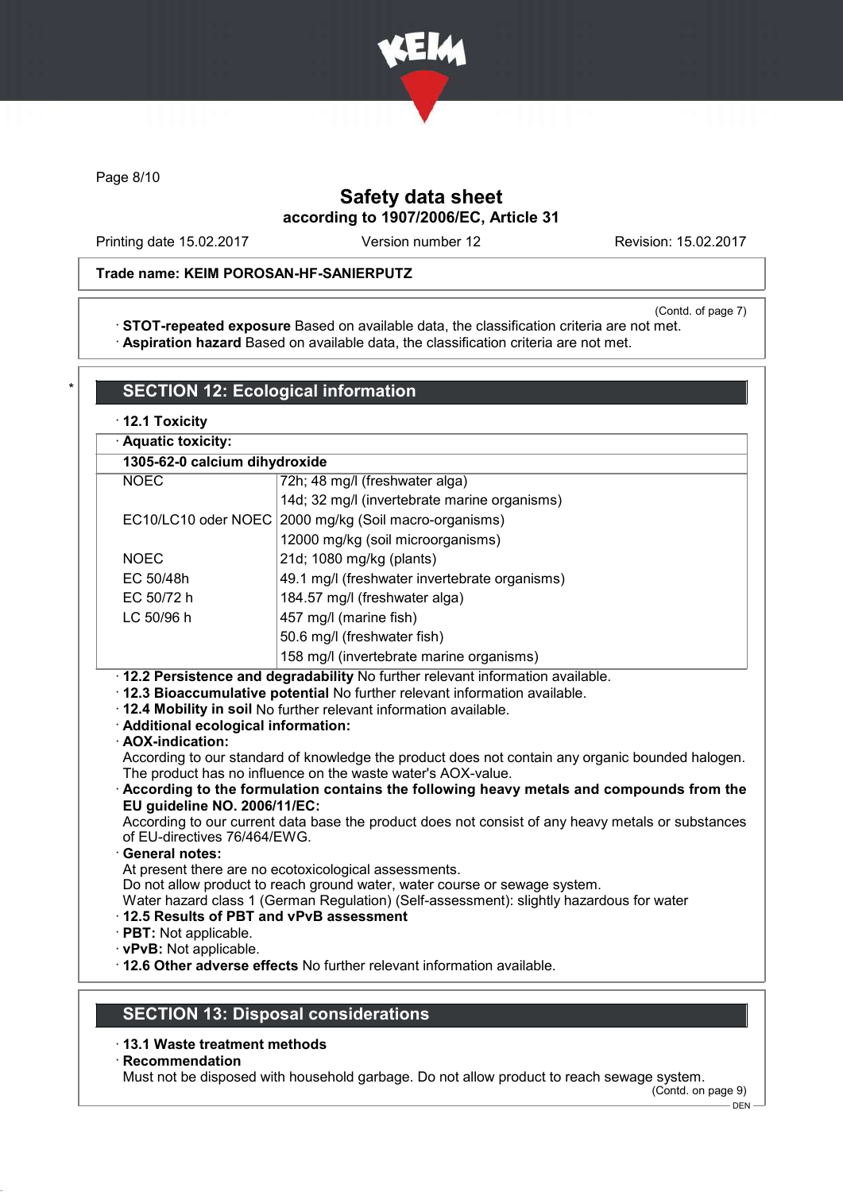Trade name: KEIM POROSAN-HF-SANIERPUTZ

(Contd. of page 7)

· **STOT-repeated exposure** Based on available data, the classification criteria are not met.
· **Aspiration hazard** Based on available data, the classification criteria are not met.

## SECTION 12: Ecological information

· **12.1 Toxicity**

| · **Aquatic toxicity:** | |
|---|---|
| **1305-62-0 calcium dihydroxide** | |
| NOEC | 72h; 48 mg/l (freshwater alga) |
| | 14d; 32 mg/l (invertebrate marine organisms) |
| EC10/LC10 oder NOEC | 2000 mg/kg (Soil macro-organisms) |
| | 12000 mg/kg (soil microorganisms) |
| NOEC | 21d; 1080 mg/kg (plants) |
| EC 50/48h | 49.1 mg/l (freshwater invertebrate organisms) |
| EC 50/72 h | 184.57 mg/l (freshwater alga) |
| LC 50/96 h | 457 mg/l (marine fish) |
| | 50.6 mg/l (freshwater fish) |
| | 158 mg/l (invertebrate marine organisms) |

· **12.2 Persistence and degradability** No further relevant information available.
· **12.3 Bioaccumulative potential** No further relevant information available.
· **12.4 Mobility in soil** No further relevant information available.
· **Additional ecological information:**
· **AOX-indication:**
According to our standard of knowledge the product does not contain any organic bounded halogen. The product has no influence on the waste water's AOX-value.
· **According to the formulation contains the following heavy metals and compounds from the EU guideline NO. 2006/11/EC:**
According to our current data base the product does not consist of any heavy metals or substances of EU-directives 76/464/EWG.
· **General notes:**
At present there are no ecotoxicological assessments.
Do not allow product to reach ground water, water course or sewage system.
Water hazard class 1 (German Regulation) (Self-assessment): slightly hazardous for water
· **12.5 Results of PBT and vPvB assessment**
· **PBT:** Not applicable.
· **vPvB:** Not applicable.
· **12.6 Other adverse effects** No further relevant information available.

## SECTION 13: Disposal considerations

· **13.1 Waste treatment methods**
· **Recommendation**
Must not be disposed with household garbage. Do not allow product to reach sewage system.

(Contd. on page 9)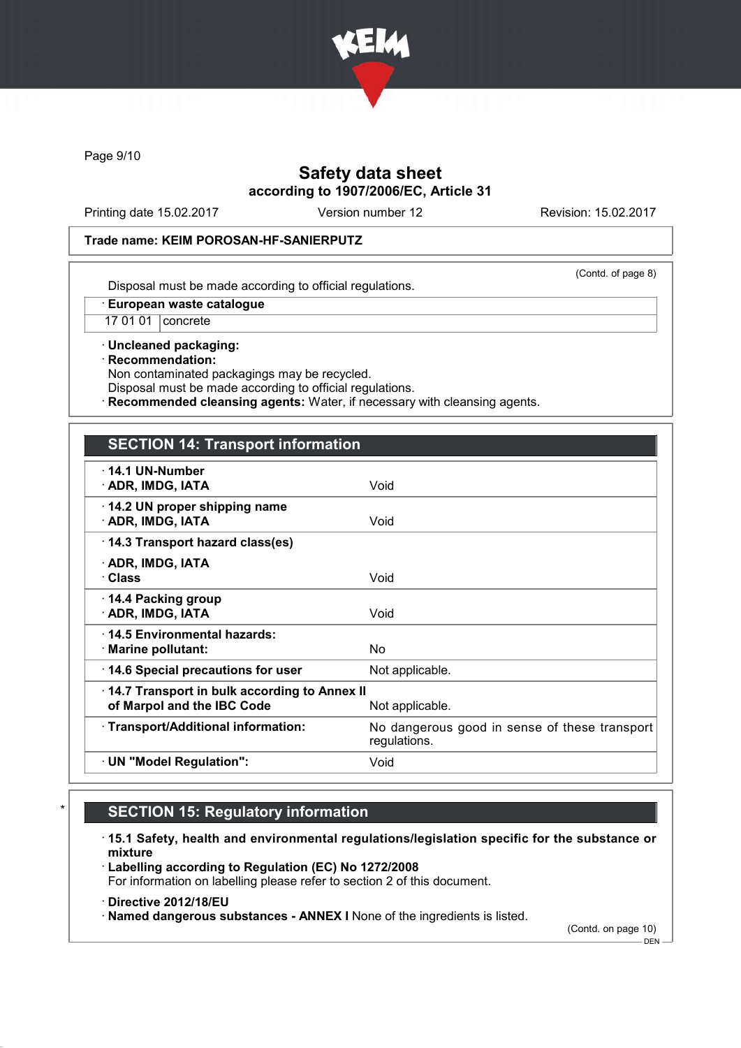Trade name: KEIM POROSAN-HF-SANIERPUTZ

(Contd. of page 8)

Disposal must be made according to official regulations.

| · European waste catalogue | |
|---|---|
| 17 01 01 | concrete |

· **Uncleaned packaging:**
· **Recommendation:**
Non contaminated packagings may be recycled.
Disposal must be made according to official regulations.
· **Recommended cleansing agents:** Water, if necessary with cleansing agents.

## SECTION 14: Transport information

| | |
|---|---|
| · **14.1 UN-Number** · **ADR, IMDG, IATA** | Void |
| · **14.2 UN proper shipping name** · **ADR, IMDG, IATA** | Void |
| · **14.3 Transport hazard class(es)** · **ADR, IMDG, IATA** · **Class** | Void |
| · **14.4 Packing group** · **ADR, IMDG, IATA** | Void |
| · **14.5 Environmental hazards:** · **Marine pollutant:** | No |
| · **14.6 Special precautions for user** | Not applicable. |
| · **14.7 Transport in bulk according to Annex II of Marpol and the IBC Code** | Not applicable. |
| · **Transport/Additional information:** | No dangerous good in sense of these transport regulations. |
| · **UN "Model Regulation":** | Void |

## SECTION 15: Regulatory information

· **15.1 Safety, health and environmental regulations/legislation specific for the substance or mixture**
· **Labelling according to Regulation (EC) No 1272/2008**
For information on labelling please refer to section 2 of this document.

· **Directive 2012/18/EU**
· **Named dangerous substances - ANNEX I** None of the ingredients is listed.

(Contd. on page 10)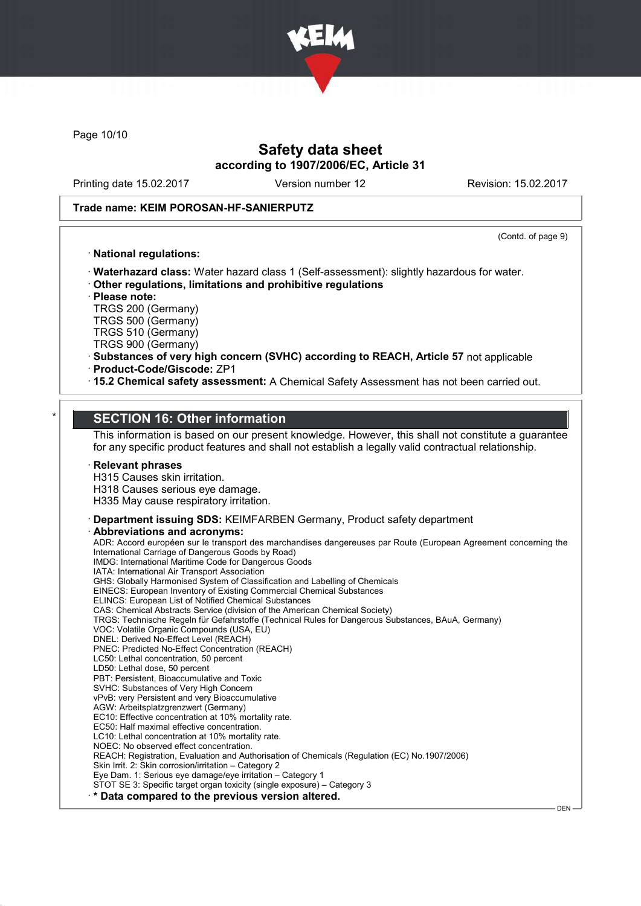(Contd. of page 9)

· **National regulations:**

· **Waterhazard class:** Water hazard class 1 (Self-assessment): slightly hazardous for water.
· **Other regulations, limitations and prohibitive regulations**
· **Please note:**
TRGS 200 (Germany)
TRGS 500 (Germany)
TRGS 510 (Germany)
TRGS 900 (Germany)
· **Substances of very high concern (SVHC) according to REACH, Article 57** not applicable
· **Product-Code/Giscode:** ZP1
· **15.2 Chemical safety assessment:** A Chemical Safety Assessment has not been carried out.

## * SECTION 16: Other information

This information is based on our present knowledge. However, this shall not constitute a guarantee for any specific product features and shall not establish a legally valid contractual relationship.

· **Relevant phrases**
H315 Causes skin irritation.
H318 Causes serious eye damage.
H335 May cause respiratory irritation.

· **Department issuing SDS:** KEIMFARBEN Germany, Product safety department
· **Abbreviations and acronyms:**
ADR: Accord européen sur le transport des marchandises dangereuses par Route (European Agreement concerning the International Carriage of Dangerous Goods by Road)
IMDG: International Maritime Code for Dangerous Goods
IATA: International Air Transport Association
GHS: Globally Harmonised System of Classification and Labelling of Chemicals
EINECS: European Inventory of Existing Commercial Chemical Substances
ELINCS: European List of Notified Chemical Substances
CAS: Chemical Abstracts Service (division of the American Chemical Society)
TRGS: Technische Regeln für Gefahrstoffe (Technical Rules for Dangerous Substances, BAuA, Germany)
VOC: Volatile Organic Compounds (USA, EU)
DNEL: Derived No-Effect Level (REACH)
PNEC: Predicted No-Effect Concentration (REACH)
LC50: Lethal concentration, 50 percent
LD50: Lethal dose, 50 percent
PBT: Persistent, Bioaccumulative and Toxic
SVHC: Substances of Very High Concern
vPvB: very Persistent and very Bioaccumulative
AGW: Arbeitsplatzgrenzwert (Germany)
EC10: Effective concentration at 10% mortality rate.
EC50: Half maximal effective concentration.
LC10: Lethal concentration at 10% mortality rate.
NOEC: No observed effect concentration.
REACH: Registration, Evaluation and Authorisation of Chemicals (Regulation (EC) No.1907/2006)
Skin Irrit. 2: Skin corrosion/irritation – Category 2
Eye Dam. 1: Serious eye damage/eye irritation – Category 1
STOT SE 3: Specific target organ toxicity (single exposure) – Category 3
· **\* Data compared to the previous version altered.**